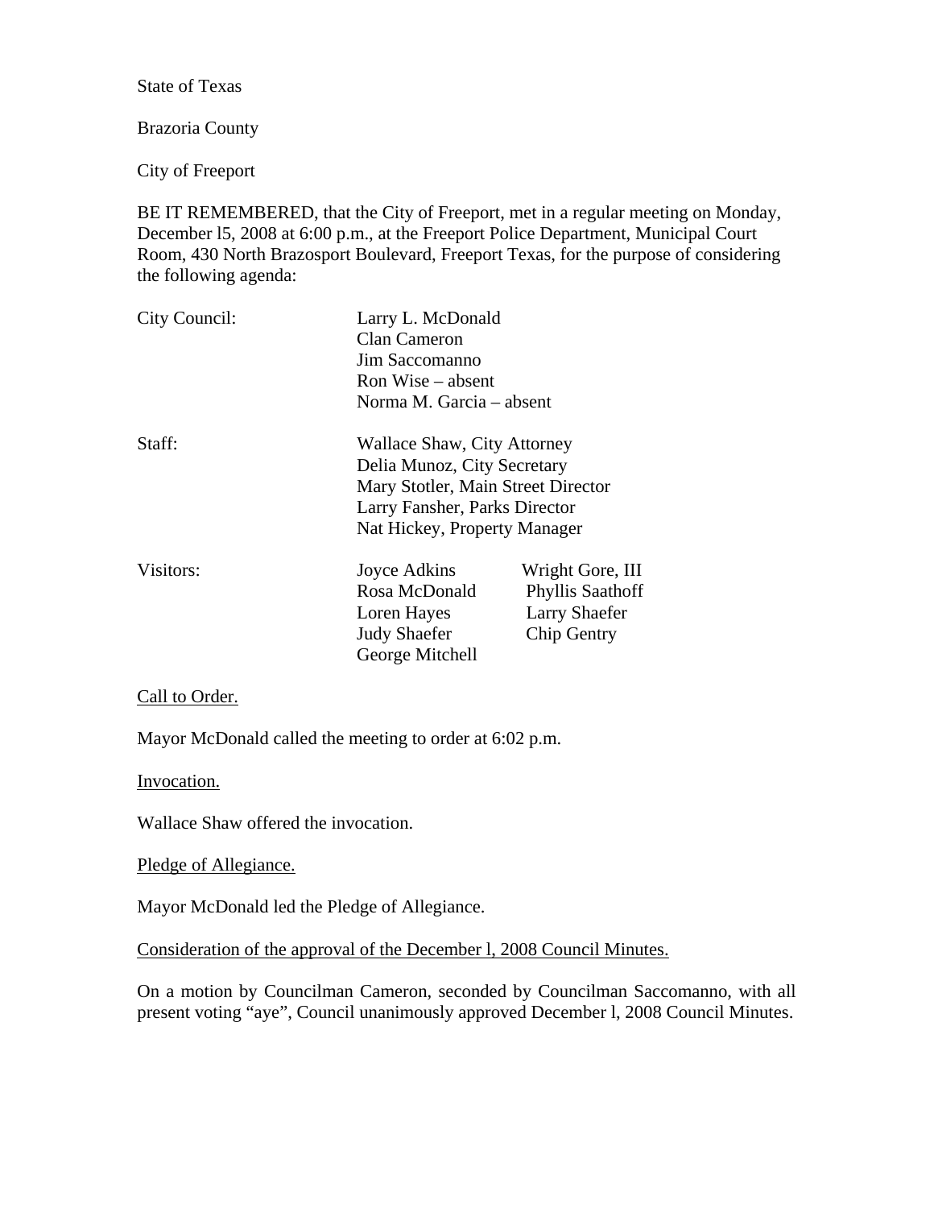State of Texas

Brazoria County

City of Freeport

BE IT REMEMBERED, that the City of Freeport, met in a regular meeting on Monday, December l5, 2008 at 6:00 p.m., at the Freeport Police Department, Municipal Court Room, 430 North Brazosport Boulevard, Freeport Texas, for the purpose of considering the following agenda:

| | | |
|---|---|---|
| City Council: | Larry L. McDonald | |
| | Clan Cameron | |
| | Jim Saccomanno | |
| | Ron Wise – absent | |
| | Norma M. Garcia – absent | |
| Staff: | Wallace Shaw, City Attorney | |
| | Delia Munoz, City Secretary | |
| | Mary Stotler, Main Street Director | |
| | Larry Fansher, Parks Director | |
| | Nat Hickey, Property Manager | |
| Visitors: | Joyce Adkins | Wright Gore, III |
| | Rosa McDonald | Phyllis Saathoff |
| | Loren Hayes | Larry Shaefer |
| | Judy Shaefer | Chip Gentry |
| | George Mitchell | |

<u>Call to Order.</u>

Mayor McDonald called the meeting to order at 6:02 p.m.

<u>Invocation.</u>

Wallace Shaw offered the invocation.

<u>Pledge of Allegiance.</u>

Mayor McDonald led the Pledge of Allegiance.

<u>Consideration of the approval of the December l, 2008 Council Minutes.</u>

On a motion by Councilman Cameron, seconded by Councilman Saccomanno, with all present voting "aye", Council unanimously approved December l, 2008 Council Minutes.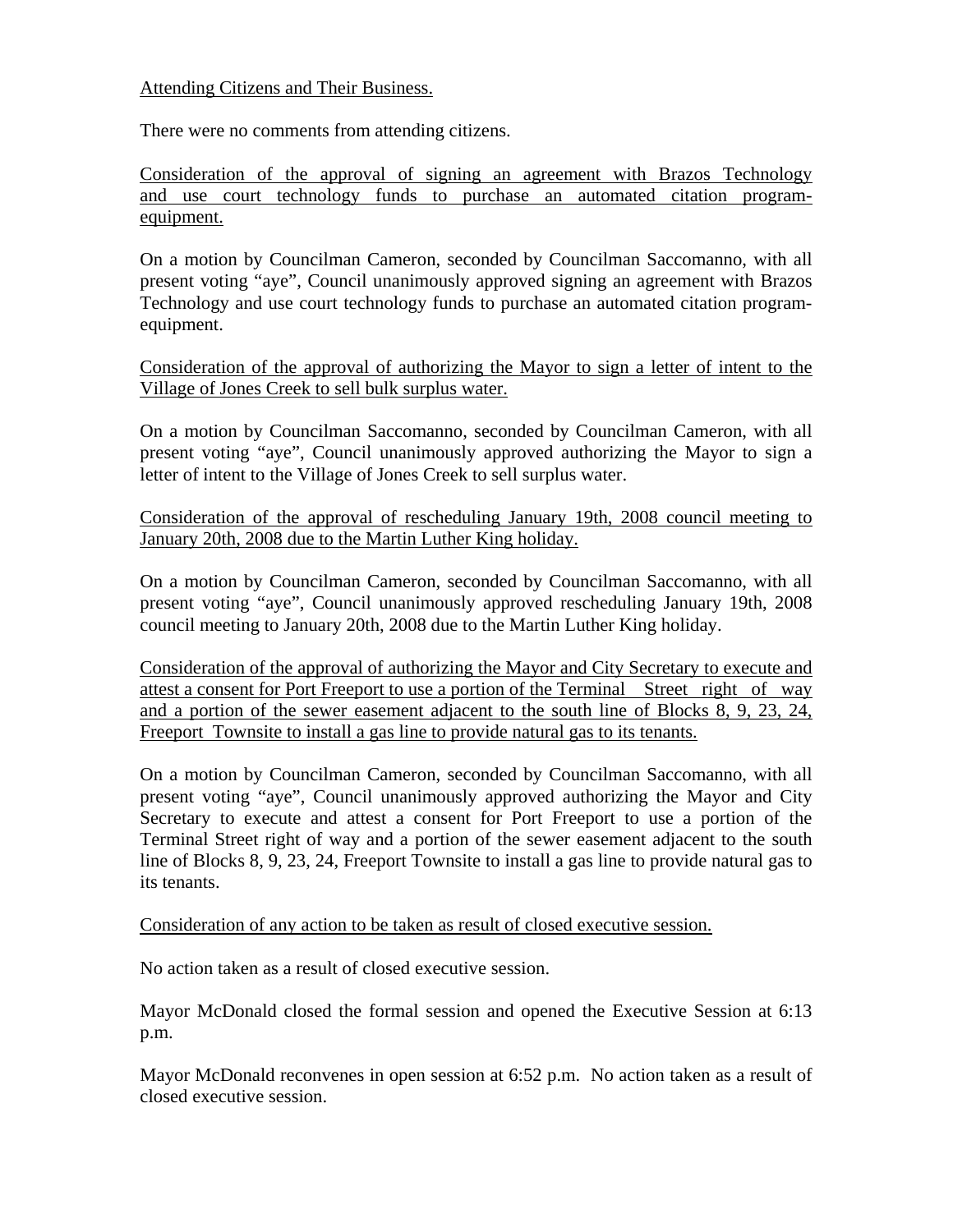Attending Citizens and Their Business.

There were no comments from attending citizens.

Consideration of the approval of signing an agreement with Brazos Technology and use court technology funds to purchase an automated citation program-equipment.

On a motion by Councilman Cameron, seconded by Councilman Saccomanno, with all present voting "aye", Council unanimously approved signing an agreement with Brazos Technology and use court technology funds to purchase an automated citation program-equipment.

Consideration of the approval of authorizing the Mayor to sign a letter of intent to the Village of Jones Creek to sell bulk surplus water.

On a motion by Councilman Saccomanno, seconded by Councilman Cameron, with all present voting "aye", Council unanimously approved authorizing the Mayor to sign a letter of intent to the Village of Jones Creek to sell surplus water.

Consideration of the approval of rescheduling January 19th, 2008 council meeting to January 20th, 2008 due to the Martin Luther King holiday.

On a motion by Councilman Cameron, seconded by Councilman Saccomanno, with all present voting "aye", Council unanimously approved rescheduling January 19th, 2008 council meeting to January 20th, 2008 due to the Martin Luther King holiday.

Consideration of the approval of authorizing the Mayor and City Secretary to execute and attest a consent for Port Freeport to use a portion of the Terminal Street right of way and a portion of the sewer easement adjacent to the south line of Blocks 8, 9, 23, 24, Freeport Townsite to install a gas line to provide natural gas to its tenants.

On a motion by Councilman Cameron, seconded by Councilman Saccomanno, with all present voting "aye", Council unanimously approved authorizing the Mayor and City Secretary to execute and attest a consent for Port Freeport to use a portion of the Terminal Street right of way and a portion of the sewer easement adjacent to the south line of Blocks 8, 9, 23, 24, Freeport Townsite to install a gas line to provide natural gas to its tenants.

Consideration of any action to be taken as result of closed executive session.

No action taken as a result of closed executive session.

Mayor McDonald closed the formal session and opened the Executive Session at 6:13 p.m.

Mayor McDonald reconvenes in open session at 6:52 p.m. No action taken as a result of closed executive session.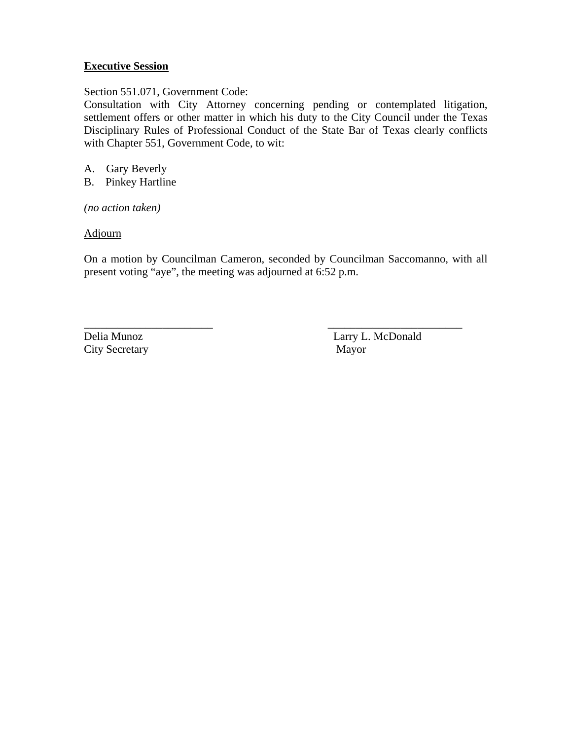**Executive Session**

Section 551.071, Government Code:
Consultation with City Attorney concerning pending or contemplated litigation, settlement offers or other matter in which his duty to the City Council under the Texas Disciplinary Rules of Professional Conduct of the State Bar of Texas clearly conflicts with Chapter 551, Government Code, to wit:

A. Gary Beverly
B. Pinkey Hartline

*(no action taken)*

Adjourn

On a motion by Councilman Cameron, seconded by Councilman Saccomanno, with all present voting "aye", the meeting was adjourned at 6:52 p.m.

| | |
|---|---|
| _______________________ | _______________________ |
| Delia Munoz | Larry L. McDonald |
| City Secretary | Mayor |